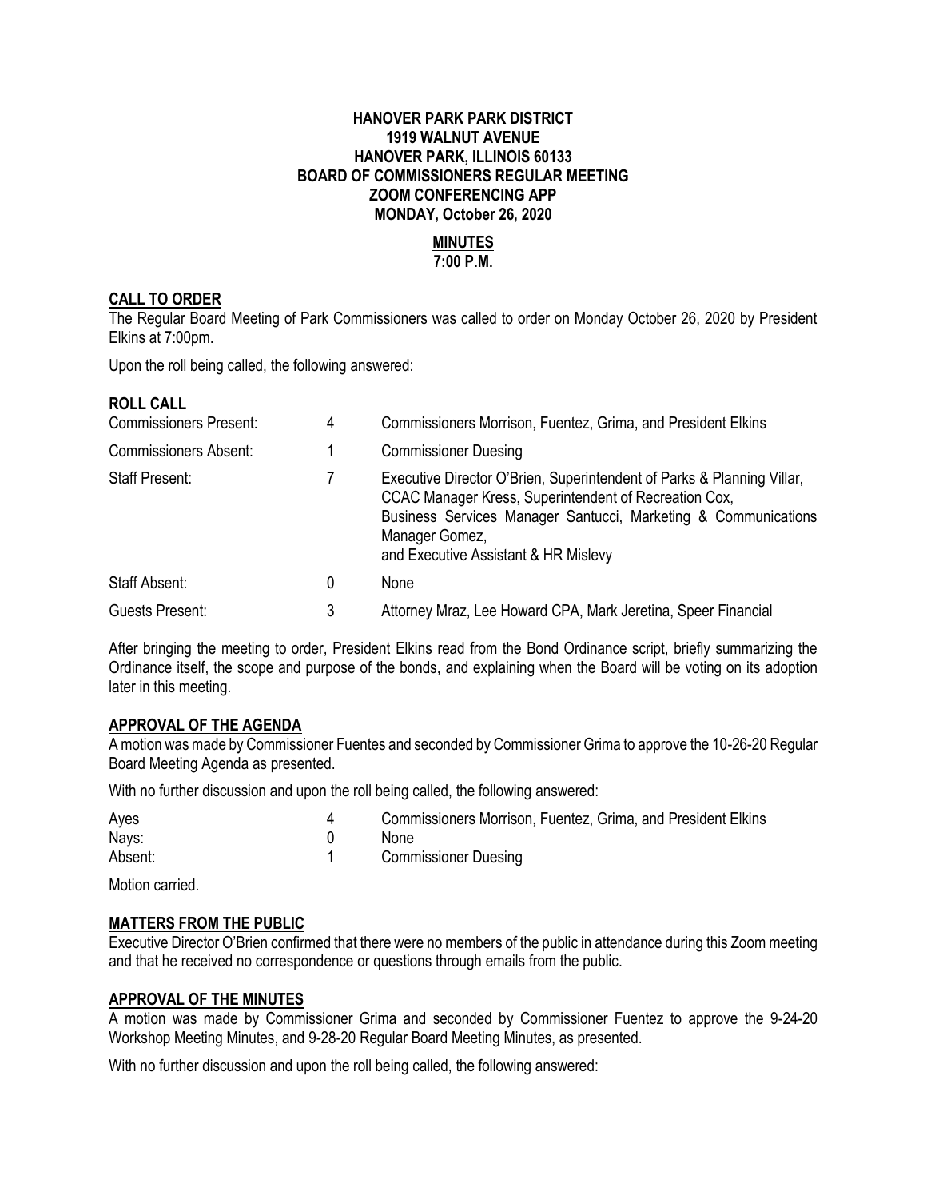**HANOVER PARK PARK DISTRICT**
**1919 WALNUT AVENUE**
**HANOVER PARK, ILLINOIS 60133**
**BOARD OF COMMISSIONERS REGULAR MEETING**
**ZOOM CONFERENCING APP**
**MONDAY, October 26, 2020**

**MINUTES**
**7:00 P.M.**

## CALL TO ORDER

The Regular Board Meeting of Park Commissioners was called to order on Monday October 26, 2020 by President Elkins at 7:00pm.

Upon the roll being called, the following answered:

## ROLL CALL

| | | |
|---|---|---|
| Commissioners Present: | 4 | Commissioners Morrison, Fuentez, Grima, and President Elkins |
| Commissioners Absent: | 1 | Commissioner Duesing |
| Staff Present: | 7 | Executive Director O'Brien, Superintendent of Parks & Planning Villar, CCAC Manager Kress, Superintendent of Recreation Cox, Business Services Manager Santucci, Marketing & Communications Manager Gomez, and Executive Assistant & HR Mislevy |
| Staff Absent: | 0 | None |
| Guests Present: | 3 | Attorney Mraz, Lee Howard CPA, Mark Jeretina, Speer Financial |

After bringing the meeting to order, President Elkins read from the Bond Ordinance script, briefly summarizing the Ordinance itself, the scope and purpose of the bonds, and explaining when the Board will be voting on its adoption later in this meeting.

## APPROVAL OF THE AGENDA

A motion was made by Commissioner Fuentes and seconded by Commissioner Grima to approve the 10-26-20 Regular Board Meeting Agenda as presented.

With no further discussion and upon the roll being called, the following answered:

| | | |
|---|---|---|
| Ayes | 4 | Commissioners Morrison, Fuentez, Grima, and President Elkins |
| Nays: | 0 | None |
| Absent: | 1 | Commissioner Duesing |

Motion carried.

## MATTERS FROM THE PUBLIC

Executive Director O'Brien confirmed that there were no members of the public in attendance during this Zoom meeting and that he received no correspondence or questions through emails from the public.

## APPROVAL OF THE MINUTES

A motion was made by Commissioner Grima and seconded by Commissioner Fuentez to approve the 9-24-20 Workshop Meeting Minutes, and 9-28-20 Regular Board Meeting Minutes, as presented.

With no further discussion and upon the roll being called, the following answered: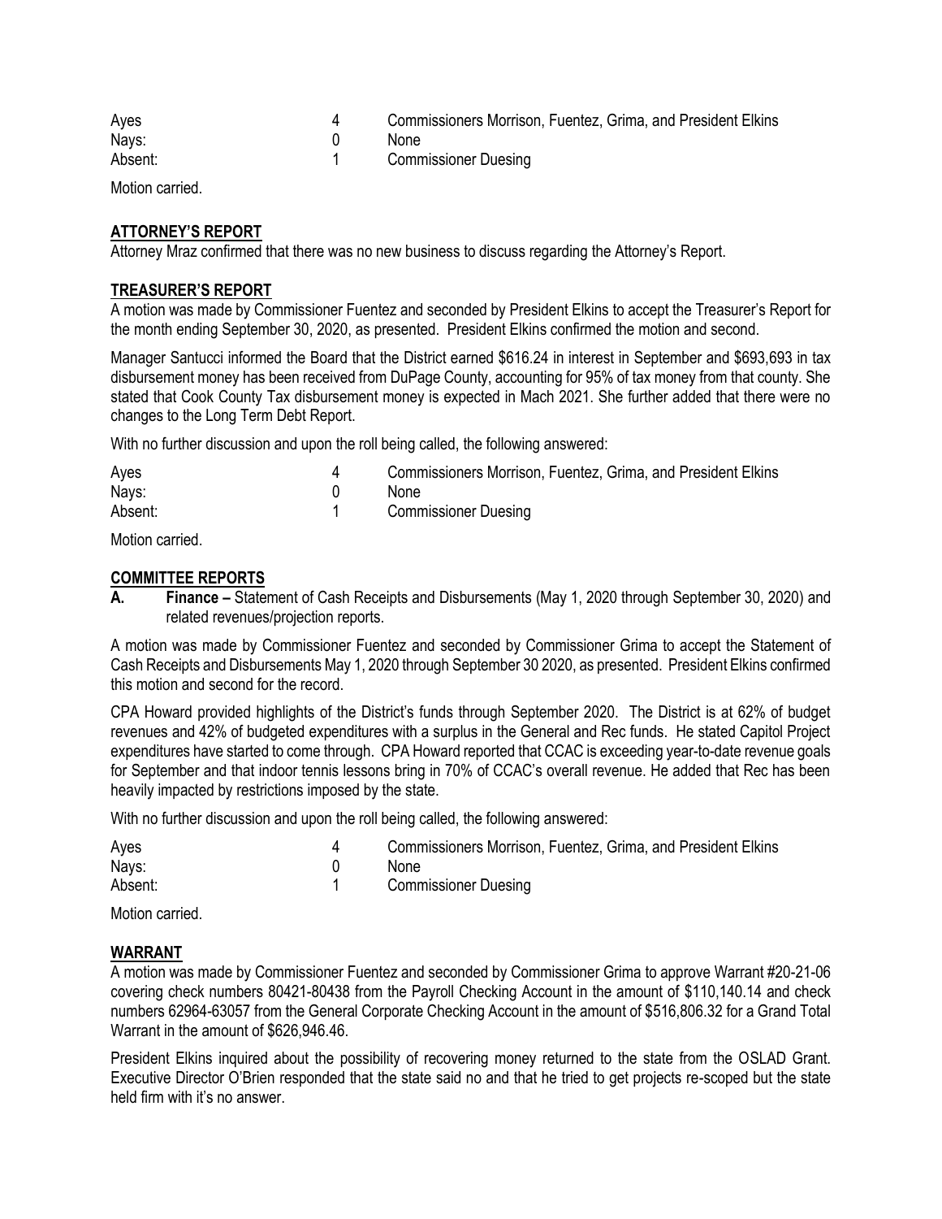| Ayes | 4 | Commissioners Morrison, Fuentez, Grima, and President Elkins |
|---|---|---|
| Nays: | 0 | None |
| Absent: | 1 | Commissioner Duesing |

Motion carried.

## ATTORNEY'S REPORT

Attorney Mraz confirmed that there was no new business to discuss regarding the Attorney's Report.

## TREASURER'S REPORT

A motion was made by Commissioner Fuentez and seconded by President Elkins to accept the Treasurer's Report for the month ending September 30, 2020, as presented. President Elkins confirmed the motion and second.

Manager Santucci informed the Board that the District earned $616.24 in interest in September and $693,693 in tax disbursement money has been received from DuPage County, accounting for 95% of tax money from that county. She stated that Cook County Tax disbursement money is expected in Mach 2021. She further added that there were no changes to the Long Term Debt Report.

With no further discussion and upon the roll being called, the following answered:

| Ayes | 4 | Commissioners Morrison, Fuentez, Grima, and President Elkins |
|---|---|---|
| Nays: | 0 | None |
| Absent: | 1 | Commissioner Duesing |

Motion carried.

## COMMITTEE REPORTS

**A. Finance –** Statement of Cash Receipts and Disbursements (May 1, 2020 through September 30, 2020) and related revenues/projection reports.

A motion was made by Commissioner Fuentez and seconded by Commissioner Grima to accept the Statement of Cash Receipts and Disbursements May 1, 2020 through September 30 2020, as presented. President Elkins confirmed this motion and second for the record.

CPA Howard provided highlights of the District's funds through September 2020. The District is at 62% of budget revenues and 42% of budgeted expenditures with a surplus in the General and Rec funds. He stated Capitol Project expenditures have started to come through. CPA Howard reported that CCAC is exceeding year-to-date revenue goals for September and that indoor tennis lessons bring in 70% of CCAC's overall revenue. He added that Rec has been heavily impacted by restrictions imposed by the state.

With no further discussion and upon the roll being called, the following answered:

| Ayes | 4 | Commissioners Morrison, Fuentez, Grima, and President Elkins |
|---|---|---|
| Nays: | 0 | None |
| Absent: | 1 | Commissioner Duesing |

Motion carried.

## WARRANT

A motion was made by Commissioner Fuentez and seconded by Commissioner Grima to approve Warrant #20-21-06 covering check numbers 80421-80438 from the Payroll Checking Account in the amount of $110,140.14 and check numbers 62964-63057 from the General Corporate Checking Account in the amount of $516,806.32 for a Grand Total Warrant in the amount of $626,946.46.

President Elkins inquired about the possibility of recovering money returned to the state from the OSLAD Grant. Executive Director O'Brien responded that the state said no and that he tried to get projects re-scoped but the state held firm with it's no answer.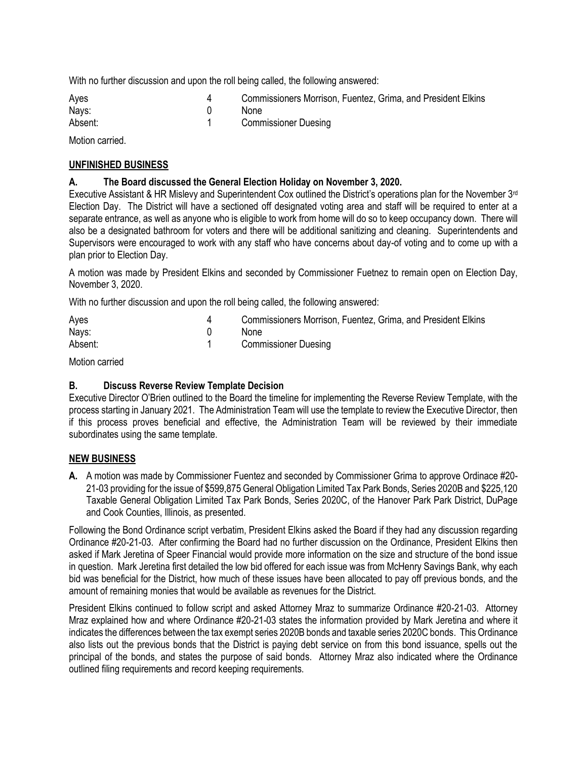With no further discussion and upon the roll being called, the following answered:

| | | |
|---|---|---|
| Ayes | 4 | Commissioners Morrison, Fuentez, Grima, and President Elkins |
| Nays: | 0 | None |
| Absent: | 1 | Commissioner Duesing |

Motion carried.

## UNFINISHED BUSINESS

### A. The Board discussed the General Election Holiday on November 3, 2020.

Executive Assistant & HR Mislevy and Superintendent Cox outlined the District's operations plan for the November 3rd Election Day. The District will have a sectioned off designated voting area and staff will be required to enter at a separate entrance, as well as anyone who is eligible to work from home will do so to keep occupancy down. There will also be a designated bathroom for voters and there will be additional sanitizing and cleaning. Superintendents and Supervisors were encouraged to work with any staff who have concerns about day-of voting and to come up with a plan prior to Election Day.

A motion was made by President Elkins and seconded by Commissioner Fuetnez to remain open on Election Day, November 3, 2020.

With no further discussion and upon the roll being called, the following answered:

| | | |
|---|---|---|
| Ayes | 4 | Commissioners Morrison, Fuentez, Grima, and President Elkins |
| Nays: | 0 | None |
| Absent: | 1 | Commissioner Duesing |

Motion carried

### B. Discuss Reverse Review Template Decision

Executive Director O'Brien outlined to the Board the timeline for implementing the Reverse Review Template, with the process starting in January 2021. The Administration Team will use the template to review the Executive Director, then if this process proves beneficial and effective, the Administration Team will be reviewed by their immediate subordinates using the same template.

## NEW BUSINESS

**A.** A motion was made by Commissioner Fuentez and seconded by Commissioner Grima to approve Ordinace #20-21-03 providing for the issue of $599,875 General Obligation Limited Tax Park Bonds, Series 2020B and $225,120 Taxable General Obligation Limited Tax Park Bonds, Series 2020C, of the Hanover Park Park District, DuPage and Cook Counties, Illinois, as presented.

Following the Bond Ordinance script verbatim, President Elkins asked the Board if they had any discussion regarding Ordinance #20-21-03. After confirming the Board had no further discussion on the Ordinance, President Elkins then asked if Mark Jeretina of Speer Financial would provide more information on the size and structure of the bond issue in question. Mark Jeretina first detailed the low bid offered for each issue was from McHenry Savings Bank, why each bid was beneficial for the District, how much of these issues have been allocated to pay off previous bonds, and the amount of remaining monies that would be available as revenues for the District.

President Elkins continued to follow script and asked Attorney Mraz to summarize Ordinance #20-21-03. Attorney Mraz explained how and where Ordinance #20-21-03 states the information provided by Mark Jeretina and where it indicates the differences between the tax exempt series 2020B bonds and taxable series 2020C bonds. This Ordinance also lists out the previous bonds that the District is paying debt service on from this bond issuance, spells out the principal of the bonds, and states the purpose of said bonds. Attorney Mraz also indicated where the Ordinance outlined filing requirements and record keeping requirements.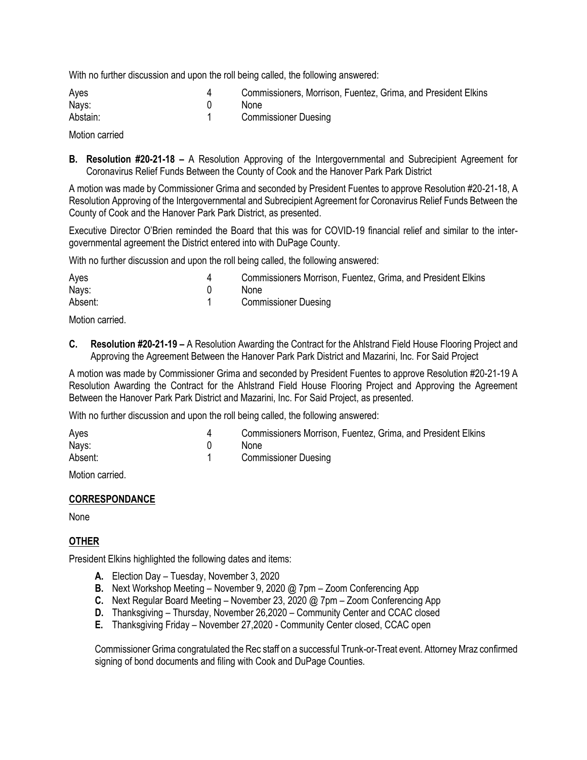With no further discussion and upon the roll being called, the following answered:

| | | |
|---|---|---|
| Ayes | 4 | Commissioners, Morrison, Fuentez, Grima, and President Elkins |
| Nays: | 0 | None |
| Abstain: | 1 | Commissioner Duesing |

Motion carried

**B. Resolution #20-21-18 –** A Resolution Approving of the Intergovernmental and Subrecipient Agreement for Coronavirus Relief Funds Between the County of Cook and the Hanover Park Park District

A motion was made by Commissioner Grima and seconded by President Fuentes to approve Resolution #20-21-18, A Resolution Approving of the Intergovernmental and Subrecipient Agreement for Coronavirus Relief Funds Between the County of Cook and the Hanover Park Park District, as presented.

Executive Director O'Brien reminded the Board that this was for COVID-19 financial relief and similar to the inter-governmental agreement the District entered into with DuPage County.

With no further discussion and upon the roll being called, the following answered:

| | | |
|---|---|---|
| Ayes | 4 | Commissioners Morrison, Fuentez, Grima, and President Elkins |
| Nays: | 0 | None |
| Absent: | 1 | Commissioner Duesing |

Motion carried.

**C. Resolution #20-21-19 –** A Resolution Awarding the Contract for the Ahlstrand Field House Flooring Project and Approving the Agreement Between the Hanover Park Park District and Mazarini, Inc. For Said Project

A motion was made by Commissioner Grima and seconded by President Fuentes to approve Resolution #20-21-19 A Resolution Awarding the Contract for the Ahlstrand Field House Flooring Project and Approving the Agreement Between the Hanover Park Park District and Mazarini, Inc. For Said Project, as presented.

With no further discussion and upon the roll being called, the following answered:

| | | |
|---|---|---|
| Ayes | 4 | Commissioners Morrison, Fuentez, Grima, and President Elkins |
| Nays: | 0 | None |
| Absent: | 1 | Commissioner Duesing |

Motion carried.

## CORRESPONDANCE

None

## OTHER

President Elkins highlighted the following dates and items:

- **A.** Election Day – Tuesday, November 3, 2020
- **B.** Next Workshop Meeting – November 9, 2020 @ 7pm – Zoom Conferencing App
- **C.** Next Regular Board Meeting – November 23, 2020 @ 7pm – Zoom Conferencing App
- **D.** Thanksgiving – Thursday, November 26,2020 – Community Center and CCAC closed
- **E.** Thanksgiving Friday – November 27,2020 - Community Center closed, CCAC open

Commissioner Grima congratulated the Rec staff on a successful Trunk-or-Treat event. Attorney Mraz confirmed signing of bond documents and filing with Cook and DuPage Counties.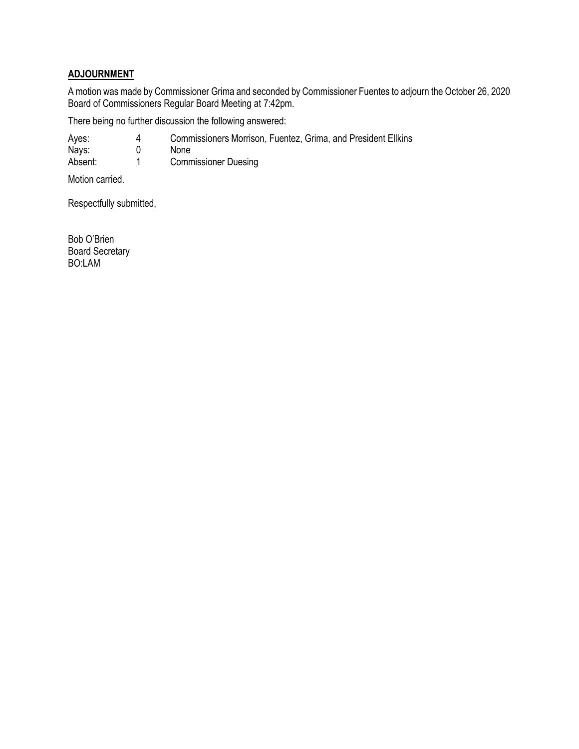## ADJOURNMENT

A motion was made by Commissioner Grima and seconded by Commissioner Fuentes to adjourn the October 26, 2020 Board of Commissioners Regular Board Meeting at 7:42pm.

There being no further discussion the following answered:

| | | |
|---|---|---|
| Ayes: | 4 | Commissioners Morrison, Fuentez, Grima, and President Ellkins |
| Nays: | 0 | None |
| Absent: | 1 | Commissioner Duesing |

Motion carried.

Respectfully submitted,

Bob O'Brien
Board Secretary
BO:LAM